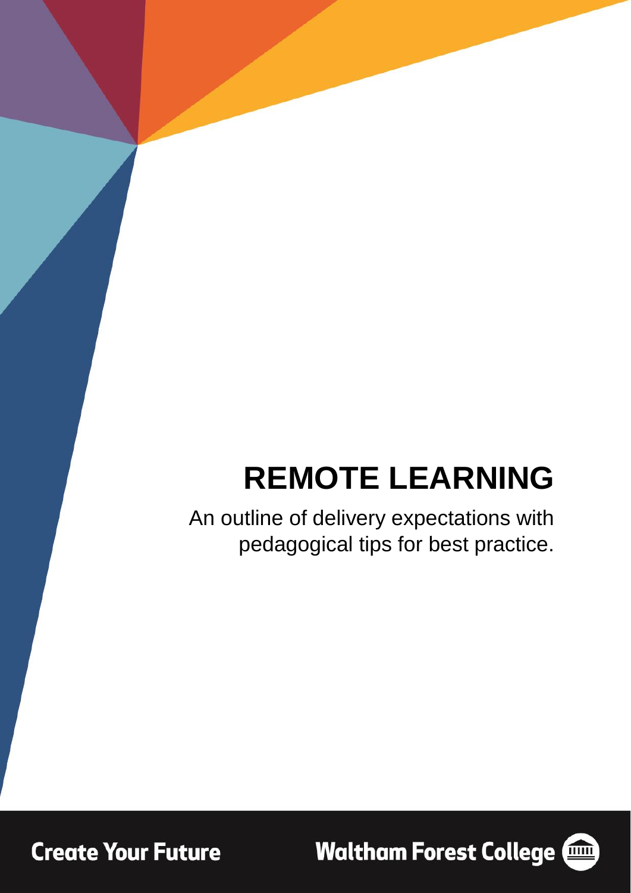# REMOTE LEARNING

An outline of delivery expectations with pedagogical tips for best practice.

Create Your Future

Waltham Forest College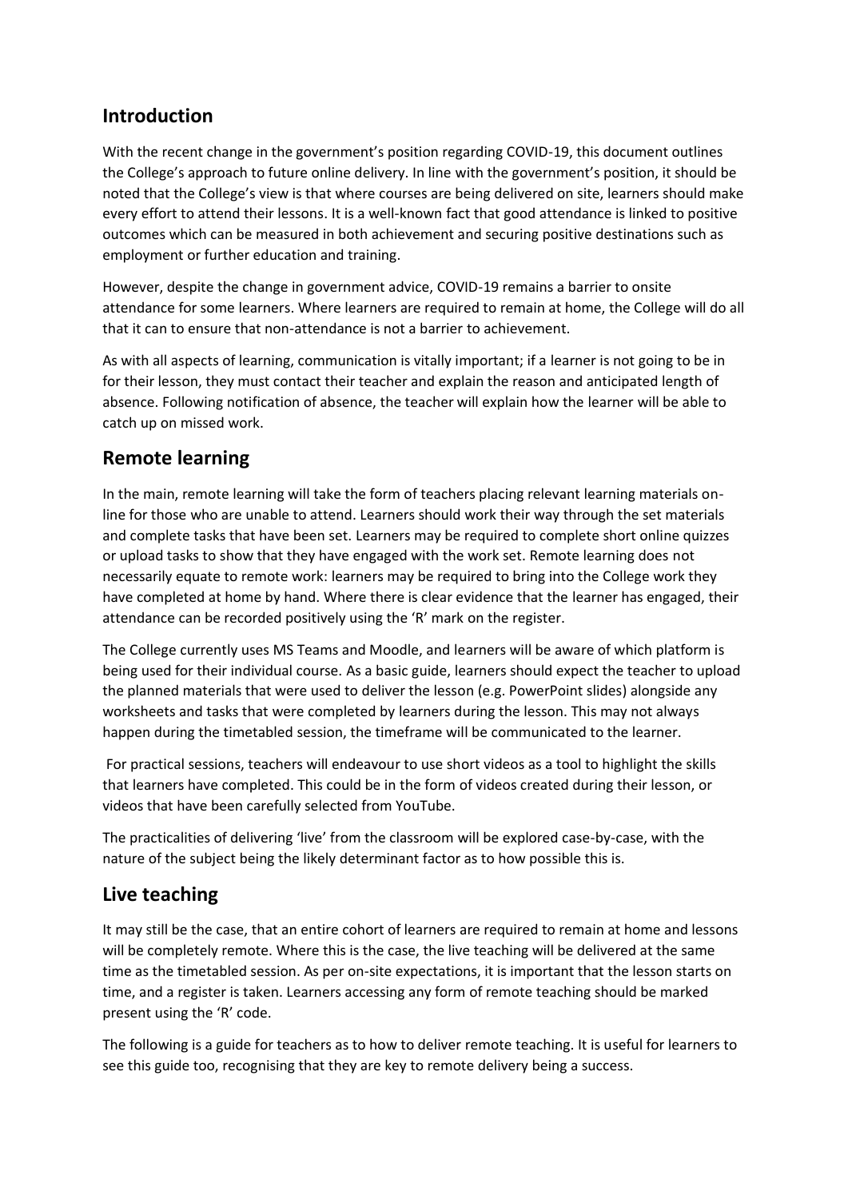## Introduction

With the recent change in the government's position regarding COVID-19, this document outlines the College's approach to future online delivery. In line with the government's position, it should be noted that the College's view is that where courses are being delivered on site, learners should make every effort to attend their lessons. It is a well-known fact that good attendance is linked to positive outcomes which can be measured in both achievement and securing positive destinations such as employment or further education and training.

However, despite the change in government advice, COVID-19 remains a barrier to onsite attendance for some learners. Where learners are required to remain at home, the College will do all that it can to ensure that non-attendance is not a barrier to achievement.

As with all aspects of learning, communication is vitally important; if a learner is not going to be in for their lesson, they must contact their teacher and explain the reason and anticipated length of absence. Following notification of absence, the teacher will explain how the learner will be able to catch up on missed work.

## Remote learning

In the main, remote learning will take the form of teachers placing relevant learning materials on-line for those who are unable to attend. Learners should work their way through the set materials and complete tasks that have been set. Learners may be required to complete short online quizzes or upload tasks to show that they have engaged with the work set. Remote learning does not necessarily equate to remote work: learners may be required to bring into the College work they have completed at home by hand. Where there is clear evidence that the learner has engaged, their attendance can be recorded positively using the 'R' mark on the register.

The College currently uses MS Teams and Moodle, and learners will be aware of which platform is being used for their individual course. As a basic guide, learners should expect the teacher to upload the planned materials that were used to deliver the lesson (e.g. PowerPoint slides) alongside any worksheets and tasks that were completed by learners during the lesson. This may not always happen during the timetabled session, the timeframe will be communicated to the learner.

For practical sessions, teachers will endeavour to use short videos as a tool to highlight the skills that learners have completed. This could be in the form of videos created during their lesson, or videos that have been carefully selected from YouTube.

The practicalities of delivering 'live' from the classroom will be explored case-by-case, with the nature of the subject being the likely determinant factor as to how possible this is.

## Live teaching

It may still be the case, that an entire cohort of learners are required to remain at home and lessons will be completely remote. Where this is the case, the live teaching will be delivered at the same time as the timetabled session. As per on-site expectations, it is important that the lesson starts on time, and a register is taken. Learners accessing any form of remote teaching should be marked present using the 'R' code.

The following is a guide for teachers as to how to deliver remote teaching. It is useful for learners to see this guide too, recognising that they are key to remote delivery being a success.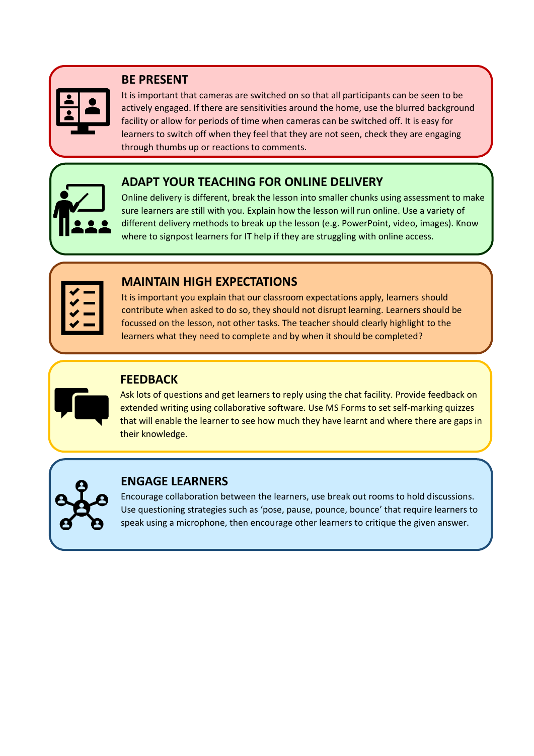## BE PRESENT

It is important that cameras are switched on so that all participants can be seen to be actively engaged. If there are sensitivities around the home, use the blurred background facility or allow for periods of time when cameras can be switched off. It is easy for learners to switch off when they feel that they are not seen, check they are engaging through thumbs up or reactions to comments.

## ADAPT YOUR TEACHING FOR ONLINE DELIVERY

Online delivery is different, break the lesson into smaller chunks using assessment to make sure learners are still with you. Explain how the lesson will run online. Use a variety of different delivery methods to break up the lesson (e.g. PowerPoint, video, images). Know where to signpost learners for IT help if they are struggling with online access.

## MAINTAIN HIGH EXPECTATIONS

It is important you explain that our classroom expectations apply, learners should contribute when asked to do so, they should not disrupt learning. Learners should be focussed on the lesson, not other tasks. The teacher should clearly highlight to the learners what they need to complete and by when it should be completed?

## FEEDBACK

Ask lots of questions and get learners to reply using the chat facility. Provide feedback on extended writing using collaborative software. Use MS Forms to set self-marking quizzes that will enable the learner to see how much they have learnt and where there are gaps in their knowledge.

## ENGAGE LEARNERS

Encourage collaboration between the learners, use break out rooms to hold discussions. Use questioning strategies such as 'pose, pause, pounce, bounce' that require learners to speak using a microphone, then encourage other learners to critique the given answer.